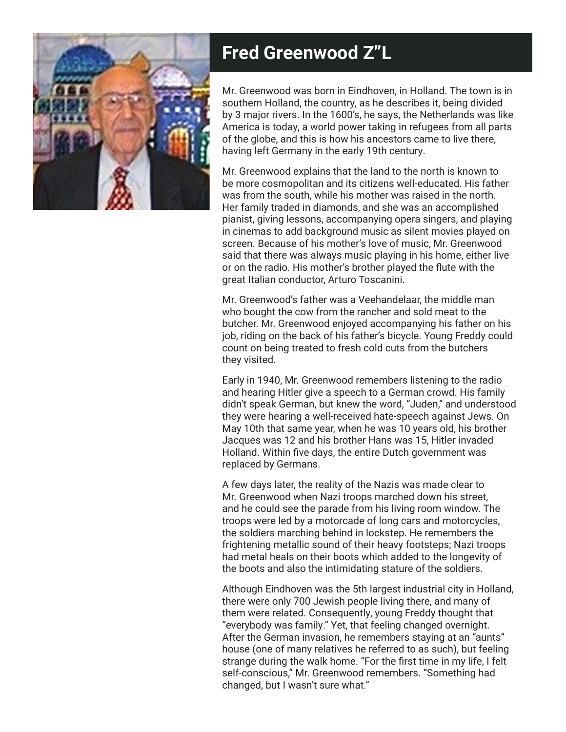# Fred Greenwood Z"L

Mr. Greenwood was born in Eindhoven, in Holland. The town is in southern Holland, the country, as he describes it, being divided by 3 major rivers. In the 1600's, he says, the Netherlands was like America is today, a world power taking in refugees from all parts of the globe, and this is how his ancestors came to live there, having left Germany in the early 19th century.

Mr. Greenwood explains that the land to the north is known to be more cosmopolitan and its citizens well-educated. His father was from the south, while his mother was raised in the north. Her family traded in diamonds, and she was an accomplished pianist, giving lessons, accompanying opera singers, and playing in cinemas to add background music as silent movies played on screen. Because of his mother's love of music, Mr. Greenwood said that there was always music playing in his home, either live or on the radio. His mother's brother played the flute with the great Italian conductor, Arturo Toscanini.

Mr. Greenwood's father was a Veehandelaar, the middle man who bought the cow from the rancher and sold meat to the butcher. Mr. Greenwood enjoyed accompanying his father on his job, riding on the back of his father's bicycle. Young Freddy could count on being treated to fresh cold cuts from the butchers they visited.

Early in 1940, Mr. Greenwood remembers listening to the radio and hearing Hitler give a speech to a German crowd. His family didn't speak German, but knew the word, "Juden," and understood they were hearing a well-received hate-speech against Jews. On May 10th that same year, when he was 10 years old, his brother Jacques was 12 and his brother Hans was 15, Hitler invaded Holland. Within five days, the entire Dutch government was replaced by Germans.

A few days later, the reality of the Nazis was made clear to Mr. Greenwood when Nazi troops marched down his street, and he could see the parade from his living room window. The troops were led by a motorcade of long cars and motorcycles, the soldiers marching behind in lockstep. He remembers the frightening metallic sound of their heavy footsteps; Nazi troops had metal heals on their boots which added to the longevity of the boots and also the intimidating stature of the soldiers.

Although Eindhoven was the 5th largest industrial city in Holland, there were only 700 Jewish people living there, and many of them were related. Consequently, young Freddy thought that "everybody was family." Yet, that feeling changed overnight. After the German invasion, he remembers staying at an "aunts" house (one of many relatives he referred to as such), but feeling strange during the walk home. "For the first time in my life, I felt self-conscious," Mr. Greenwood remembers. "Something had changed, but I wasn't sure what."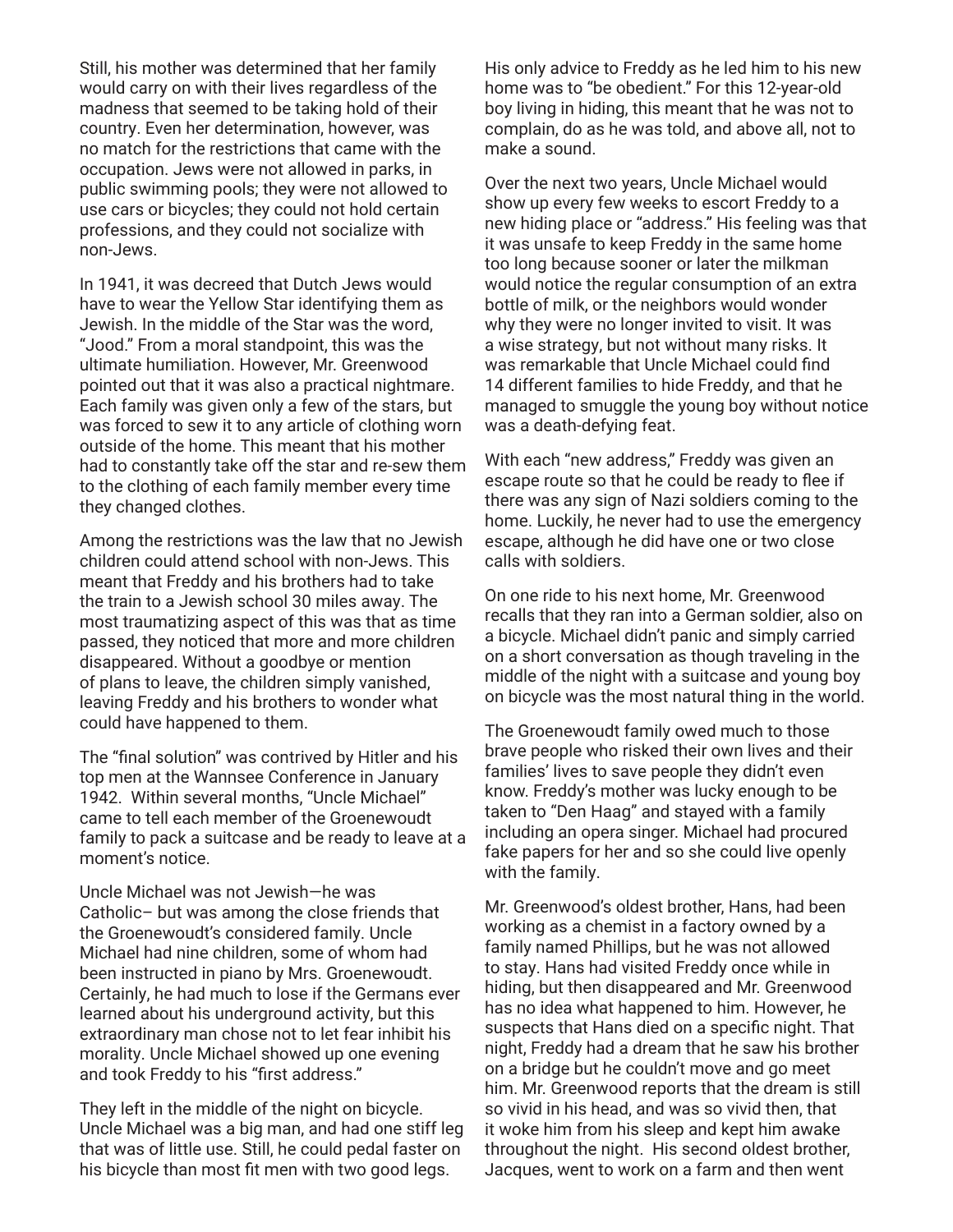Still, his mother was determined that her family would carry on with their lives regardless of the madness that seemed to be taking hold of their country. Even her determination, however, was no match for the restrictions that came with the occupation. Jews were not allowed in parks, in public swimming pools; they were not allowed to use cars or bicycles; they could not hold certain professions, and they could not socialize with non-Jews.

In 1941, it was decreed that Dutch Jews would have to wear the Yellow Star identifying them as Jewish. In the middle of the Star was the word, "Jood." From a moral standpoint, this was the ultimate humiliation. However, Mr. Greenwood pointed out that it was also a practical nightmare. Each family was given only a few of the stars, but was forced to sew it to any article of clothing worn outside of the home. This meant that his mother had to constantly take off the star and re-sew them to the clothing of each family member every time they changed clothes.

Among the restrictions was the law that no Jewish children could attend school with non-Jews. This meant that Freddy and his brothers had to take the train to a Jewish school 30 miles away. The most traumatizing aspect of this was that as time passed, they noticed that more and more children disappeared. Without a goodbye or mention of plans to leave, the children simply vanished, leaving Freddy and his brothers to wonder what could have happened to them.

The "final solution" was contrived by Hitler and his top men at the Wannsee Conference in January 1942. Within several months, "Uncle Michael" came to tell each member of the Groenewoudt family to pack a suitcase and be ready to leave at a moment's notice.

Uncle Michael was not Jewish—he was Catholic– but was among the close friends that the Groenewoudt's considered family. Uncle Michael had nine children, some of whom had been instructed in piano by Mrs. Groenewoudt. Certainly, he had much to lose if the Germans ever learned about his underground activity, but this extraordinary man chose not to let fear inhibit his morality. Uncle Michael showed up one evening and took Freddy to his "first address."

They left in the middle of the night on bicycle. Uncle Michael was a big man, and had one stiff leg that was of little use. Still, he could pedal faster on his bicycle than most fit men with two good legs. His only advice to Freddy as he led him to his new home was to "be obedient." For this 12-year-old boy living in hiding, this meant that he was not to complain, do as he was told, and above all, not to make a sound.

Over the next two years, Uncle Michael would show up every few weeks to escort Freddy to a new hiding place or "address." His feeling was that it was unsafe to keep Freddy in the same home too long because sooner or later the milkman would notice the regular consumption of an extra bottle of milk, or the neighbors would wonder why they were no longer invited to visit. It was a wise strategy, but not without many risks. It was remarkable that Uncle Michael could find 14 different families to hide Freddy, and that he managed to smuggle the young boy without notice was a death-defying feat.

With each "new address," Freddy was given an escape route so that he could be ready to flee if there was any sign of Nazi soldiers coming to the home. Luckily, he never had to use the emergency escape, although he did have one or two close calls with soldiers.

On one ride to his next home, Mr. Greenwood recalls that they ran into a German soldier, also on a bicycle. Michael didn't panic and simply carried on a short conversation as though traveling in the middle of the night with a suitcase and young boy on bicycle was the most natural thing in the world.

The Groenewoudt family owed much to those brave people who risked their own lives and their families' lives to save people they didn't even know. Freddy's mother was lucky enough to be taken to "Den Haag" and stayed with a family including an opera singer. Michael had procured fake papers for her and so she could live openly with the family.

Mr. Greenwood's oldest brother, Hans, had been working as a chemist in a factory owned by a family named Phillips, but he was not allowed to stay. Hans had visited Freddy once while in hiding, but then disappeared and Mr. Greenwood has no idea what happened to him. However, he suspects that Hans died on a specific night. That night, Freddy had a dream that he saw his brother on a bridge but he couldn't move and go meet him. Mr. Greenwood reports that the dream is still so vivid in his head, and was so vivid then, that it woke him from his sleep and kept him awake throughout the night. His second oldest brother, Jacques, went to work on a farm and then went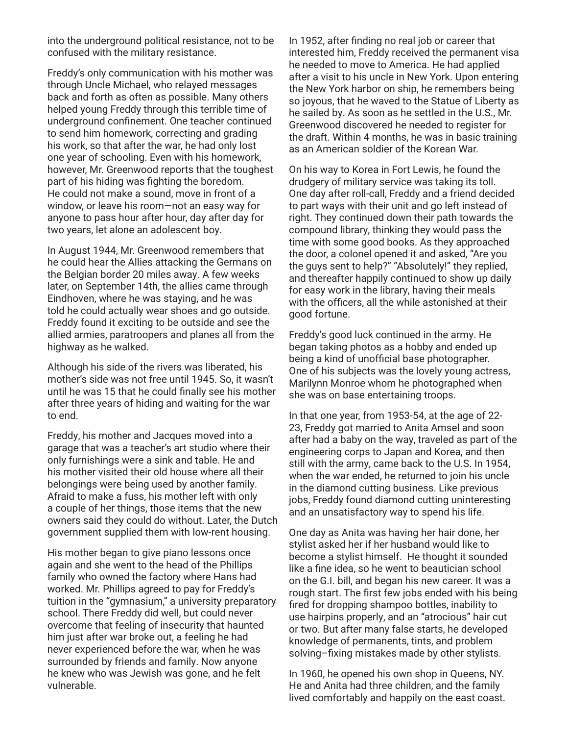into the underground political resistance, not to be confused with the military resistance.

Freddy's only communication with his mother was through Uncle Michael, who relayed messages back and forth as often as possible. Many others helped young Freddy through this terrible time of underground confinement. One teacher continued to send him homework, correcting and grading his work, so that after the war, he had only lost one year of schooling. Even with his homework, however, Mr. Greenwood reports that the toughest part of his hiding was fighting the boredom. He could not make a sound, move in front of a window, or leave his room—not an easy way for anyone to pass hour after hour, day after day for two years, let alone an adolescent boy.

In August 1944, Mr. Greenwood remembers that he could hear the Allies attacking the Germans on the Belgian border 20 miles away. A few weeks later, on September 14th, the allies came through Eindhoven, where he was staying, and he was told he could actually wear shoes and go outside. Freddy found it exciting to be outside and see the allied armies, paratroopers and planes all from the highway as he walked.

Although his side of the rivers was liberated, his mother's side was not free until 1945. So, it wasn't until he was 15 that he could finally see his mother after three years of hiding and waiting for the war to end.

Freddy, his mother and Jacques moved into a garage that was a teacher's art studio where their only furnishings were a sink and table. He and his mother visited their old house where all their belongings were being used by another family. Afraid to make a fuss, his mother left with only a couple of her things, those items that the new owners said they could do without. Later, the Dutch government supplied them with low-rent housing.

His mother began to give piano lessons once again and she went to the head of the Phillips family who owned the factory where Hans had worked. Mr. Phillips agreed to pay for Freddy's tuition in the "gymnasium," a university preparatory school. There Freddy did well, but could never overcome that feeling of insecurity that haunted him just after war broke out, a feeling he had never experienced before the war, when he was surrounded by friends and family. Now anyone he knew who was Jewish was gone, and he felt vulnerable.

In 1952, after finding no real job or career that interested him, Freddy received the permanent visa he needed to move to America. He had applied after a visit to his uncle in New York. Upon entering the New York harbor on ship, he remembers being so joyous, that he waved to the Statue of Liberty as he sailed by. As soon as he settled in the U.S., Mr. Greenwood discovered he needed to register for the draft. Within 4 months, he was in basic training as an American soldier of the Korean War.

On his way to Korea in Fort Lewis, he found the drudgery of military service was taking its toll. One day after roll-call, Freddy and a friend decided to part ways with their unit and go left instead of right. They continued down their path towards the compound library, thinking they would pass the time with some good books. As they approached the door, a colonel opened it and asked, "Are you the guys sent to help?" "Absolutely!" they replied, and thereafter happily continued to show up daily for easy work in the library, having their meals with the officers, all the while astonished at their good fortune.

Freddy's good luck continued in the army. He began taking photos as a hobby and ended up being a kind of unofficial base photographer. One of his subjects was the lovely young actress, Marilynn Monroe whom he photographed when she was on base entertaining troops.

In that one year, from 1953-54, at the age of 22-23, Freddy got married to Anita Amsel and soon after had a baby on the way, traveled as part of the engineering corps to Japan and Korea, and then still with the army, came back to the U.S. In 1954, when the war ended, he returned to join his uncle in the diamond cutting business. Like previous jobs, Freddy found diamond cutting uninteresting and an unsatisfactory way to spend his life.

One day as Anita was having her hair done, her stylist asked her if her husband would like to become a stylist himself. He thought it sounded like a fine idea, so he went to beautician school on the G.I. bill, and began his new career. It was a rough start. The first few jobs ended with his being fired for dropping shampoo bottles, inability to use hairpins properly, and an "atrocious" hair cut or two. But after many false starts, he developed knowledge of permanents, tints, and problem solving–fixing mistakes made by other stylists.

In 1960, he opened his own shop in Queens, NY. He and Anita had three children, and the family lived comfortably and happily on the east coast.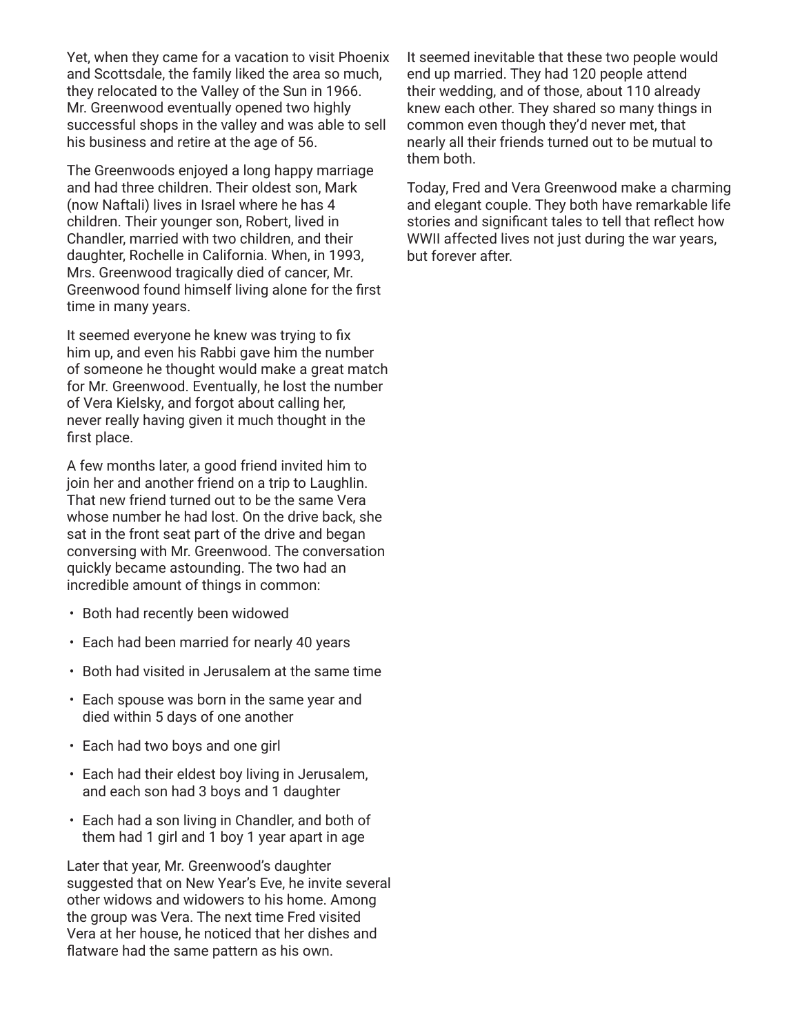Yet, when they came for a vacation to visit Phoenix and Scottsdale, the family liked the area so much, they relocated to the Valley of the Sun in 1966. Mr. Greenwood eventually opened two highly successful shops in the valley and was able to sell his business and retire at the age of 56.

The Greenwoods enjoyed a long happy marriage and had three children. Their oldest son, Mark (now Naftali) lives in Israel where he has 4 children. Their younger son, Robert, lived in Chandler, married with two children, and their daughter, Rochelle in California. When, in 1993, Mrs. Greenwood tragically died of cancer, Mr. Greenwood found himself living alone for the first time in many years.

It seemed everyone he knew was trying to fix him up, and even his Rabbi gave him the number of someone he thought would make a great match for Mr. Greenwood. Eventually, he lost the number of Vera Kielsky, and forgot about calling her, never really having given it much thought in the first place.

A few months later, a good friend invited him to join her and another friend on a trip to Laughlin. That new friend turned out to be the same Vera whose number he had lost. On the drive back, she sat in the front seat part of the drive and began conversing with Mr. Greenwood. The conversation quickly became astounding. The two had an incredible amount of things in common:

- Both had recently been widowed
- Each had been married for nearly 40 years
- Both had visited in Jerusalem at the same time
- Each spouse was born in the same year and died within 5 days of one another
- Each had two boys and one girl
- Each had their eldest boy living in Jerusalem, and each son had 3 boys and 1 daughter
- Each had a son living in Chandler, and both of them had 1 girl and 1 boy 1 year apart in age

Later that year, Mr. Greenwood's daughter suggested that on New Year's Eve, he invite several other widows and widowers to his home. Among the group was Vera. The next time Fred visited Vera at her house, he noticed that her dishes and flatware had the same pattern as his own.

It seemed inevitable that these two people would end up married. They had 120 people attend their wedding, and of those, about 110 already knew each other. They shared so many things in common even though they'd never met, that nearly all their friends turned out to be mutual to them both.

Today, Fred and Vera Greenwood make a charming and elegant couple. They both have remarkable life stories and significant tales to tell that reflect how WWII affected lives not just during the war years, but forever after.